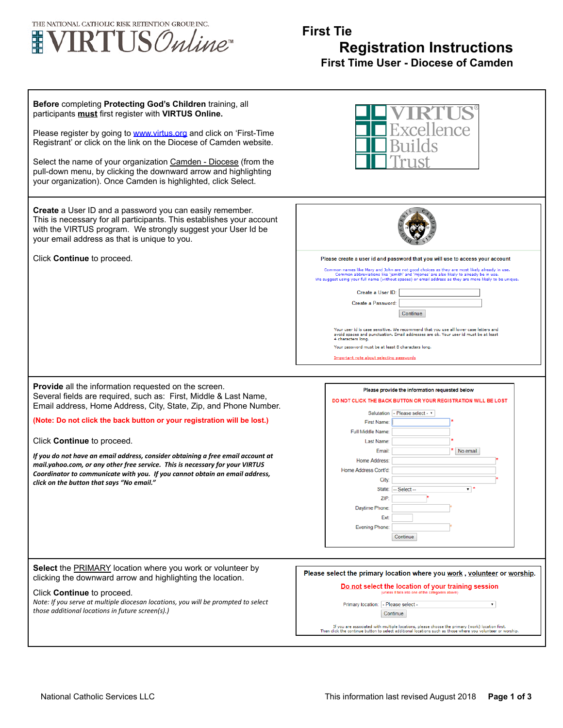THE NATIONAL CATHOLIC RISK RETENTION GROUP, INC.
VIRTUS Online™

# First Tie
## Registration Instructions
### First Time User - Diocese of Camden

**Before** completing **Protecting God's Children** training, all participants **must** first register with **VIRTUS Online.**

Please register by going to www.virtus.org and click on 'First-Time Registrant' or click on the link on the Diocese of Camden website.

Select the name of your organization Camden - Diocese (from the pull-down menu, by clicking the downward arrow and highlighting your organization). Once Camden is highlighted, click Select.

VIRTUS® Excellence Builds Trust

---

**Create** a User ID and a password you can easily remember. This is necessary for all participants. This establishes your account with the VIRTUS program. We strongly suggest your User Id be your email address as that is unique to you.

Click **Continue** to proceed.

> Please create a user id and password that you will use to access your account
>
> Common names like Mary and John are not good choices as they are most likely already in use.
> Common abbreviations like 'jsmith' and 'mjones' are also likely to already be in use.
> We suggest using your full name (without spaces) or email address as they are more likely to be unique.
>
> Create a User ID:
> Create a Password:
> Continue
>
> Your user id is case sensitive. We recommend that you use all lower case letters and avoid spaces and punctuation. Email addresses are ok. Your user id must be at least 4 characters long.
>
> Your password must be at least 8 characters long.
>
> Important note about selecting passwords

---

**Provide** all the information requested on the screen. Several fields are required, such as: First, Middle & Last Name, Email address, Home Address, City, State, Zip, and Phone Number.

**(Note: Do not click the back button or your registration will be lost.)**

Click **Continue** to proceed.

***If you do not have an email address, consider obtaining a free email account at mail.yahoo.com, or any other free service. This is necessary for your VIRTUS Coordinator to communicate with you. If you cannot obtain an email address, click on the button that says "No email."***

> Please provide the information requested below
>
> DO NOT CLICK THE BACK BUTTON OR YOUR REGISTRATION WILL BE LOST
>
> Salutation: - Please select -
> First Name: *
> Full Middle Name:
> Last Name: *
> Email: * No email
> Home Address: *
> Home Address Cont'd:
> City: *
> State: -- Select -- *
> ZIP: *
> Daytime Phone: *
> Ext:
> Evening Phone: *
> Continue

---

**Select** the PRIMARY location where you work or volunteer by clicking the downward arrow and highlighting the location.

Click **Continue** to proceed.

*Note: If you serve at multiple diocesan locations, you will be prompted to select those additional locations in future screen(s).)*

> Please select the primary location where you work , volunteer or worship.
>
> Do not select the location of your training session
> (unless it falls into one of the categories above)
>
> Primary location: - Please select -
> Continue
>
> If you are associated with multiple locations, please choose the primary (work) location first.
> Then click the continue button to select additional locations such as those where you volunteer or worship.

National Catholic Services LLC — This information last revised August 2018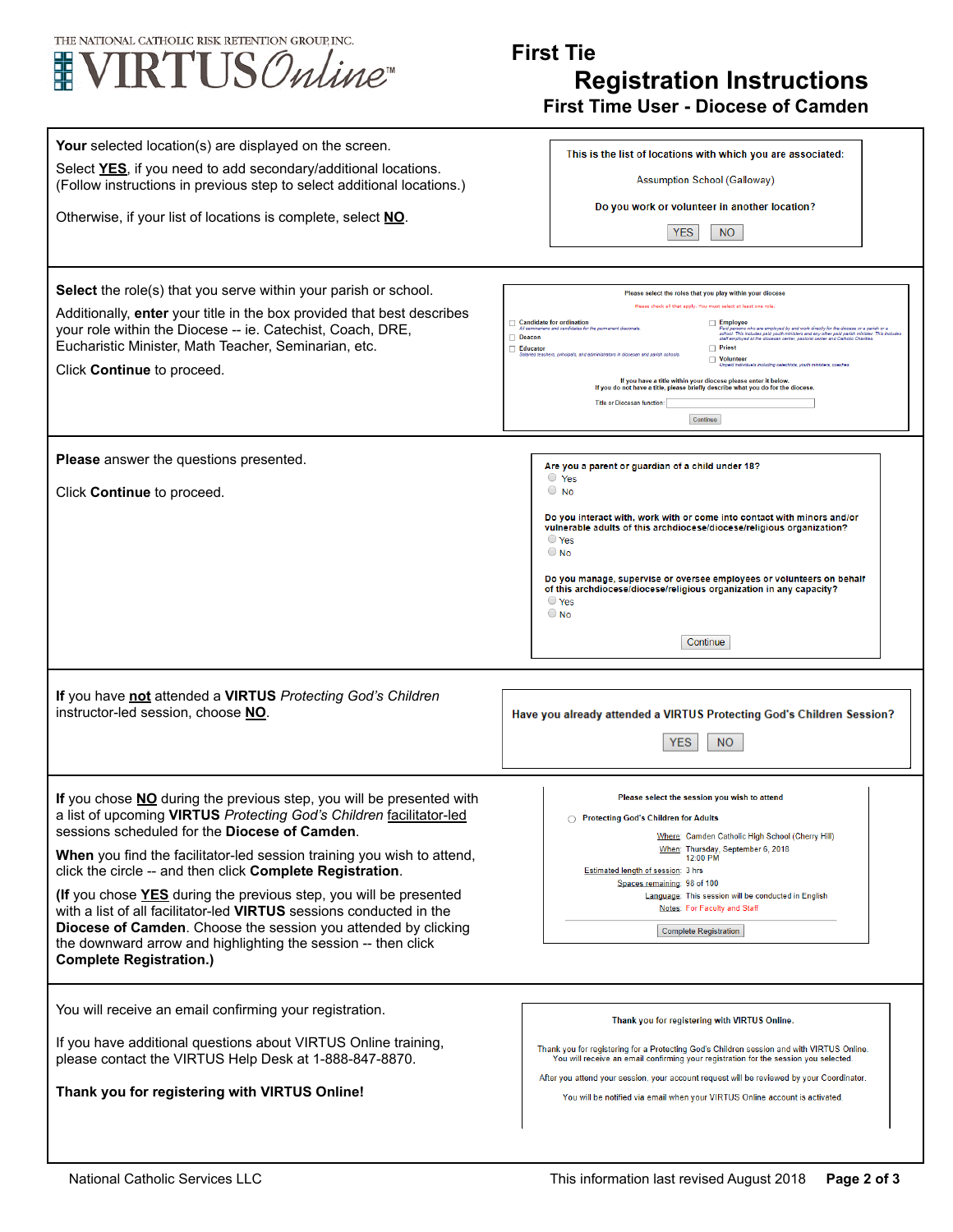THE NATIONAL CATHOLIC RISK RETENTION GROUP, INC.
**VIRTUS** *Online*™

# First Tie
## Registration Instructions
### First Time User - Diocese of Camden

| Instructions | Screen |
|---|---|
| **Your** selected location(s) are displayed on the screen.<br><br>Select **YES**, if you need to add secondary/additional locations. (Follow instructions in previous step to select additional locations.)<br><br>Otherwise, if your list of locations is complete, select **NO**. | This is the list of locations with which you are associated:<br><br>Assumption School (Galloway)<br><br>Do you work or volunteer in another location?<br><br>[YES] [NO] |
| **Select** the role(s) that you serve within your parish or school.<br><br>Additionally, **enter** your title in the box provided that best describes your role within the Diocese -- ie. Catechist, Coach, DRE, Eucharistic Minister, Math Teacher, Seminarian, etc.<br><br>Click **Continue** to proceed. | Please select the roles that you play within your diocese<br><br>Please check all that apply. You must select at least one role.<br><br>☐ Candidate for ordination — All seminarians and candidates for the permanent diaconate.<br>☐ Deacon<br>☐ Educator — Salaried teachers, principals, and administrators in diocesan and parish schools.<br>☐ Employee — Paid persons who are employed by and work directly for the diocese or a parish or a school. This includes paid youth ministers and any other paid parish minister. This includes staff employed at the diocesan center, pastoral center and Catholic Charities.<br>☐ Priest<br>☐ Volunteer — Unpaid individuals including catechists, youth ministers, coaches<br><br>If you have a title within your diocese please enter it below.<br>If you do not have a title, please briefly describe what you do for the diocese.<br><br>Title or Diocesan function: ______<br><br>[Continue] |
| **Please** answer the questions presented.<br><br>Click **Continue** to proceed. | Are you a parent or guardian of a child under 18?<br>○ Yes<br>○ No<br><br>Do you interact with, work with or come into contact with minors and/or vulnerable adults of this archdiocese/diocese/religious organization?<br>○ Yes<br>○ No<br><br>Do you manage, supervise or oversee employees or volunteers on behalf of this archdiocese/diocese/religious organization in any capacity?<br>○ Yes<br>○ No<br><br>[Continue] |
| **If** you have **not** attended a **VIRTUS** *Protecting God's Children* instructor-led session, choose **NO**. | Have you already attended a VIRTUS Protecting God's Children Session?<br><br>[YES] [NO] |
| **If** you chose **NO** during the previous step, you will be presented with a list of upcoming **VIRTUS** *Protecting God's Children* facilitator-led sessions scheduled for the **Diocese of Camden**.<br><br>**When** you find the facilitator-led session training you wish to attend, click the circle -- and then click **Complete Registration**.<br><br>**(If** you chose **YES** during the previous step, you will be presented with a list of all facilitator-led **VIRTUS** sessions conducted in the **Diocese of Camden**. Choose the session you attended by clicking the downward arrow and highlighting the session -- then click **Complete Registration.)** | Please select the session you wish to attend<br><br>○ Protecting God's Children for Adults<br><br>Where: Camden Catholic High School (Cherry Hill)<br>When: Thursday, September 6, 2018 12:00 PM<br>Estimated length of session: 3 hrs<br>Spaces remaining: 98 of 100<br>Language: This session will be conducted in English<br>Notes: For Faculty and Staff<br><br>[Complete Registration] |
| You will receive an email confirming your registration.<br><br>If you have additional questions about VIRTUS Online training, please contact the VIRTUS Help Desk at 1-888-847-8870.<br><br>**Thank you for registering with VIRTUS Online!** | Thank you for registering with VIRTUS Online.<br><br>Thank you for registering for a Protecting God's Children session and with VIRTUS Online. You will receive an email confirming your registration for the session you selected.<br><br>After you attend your session, your account request will be reviewed by your Coordinator.<br><br>You will be notified via email when your VIRTUS Online account is activated. |

National Catholic Services LLC — This information last revised August 2018